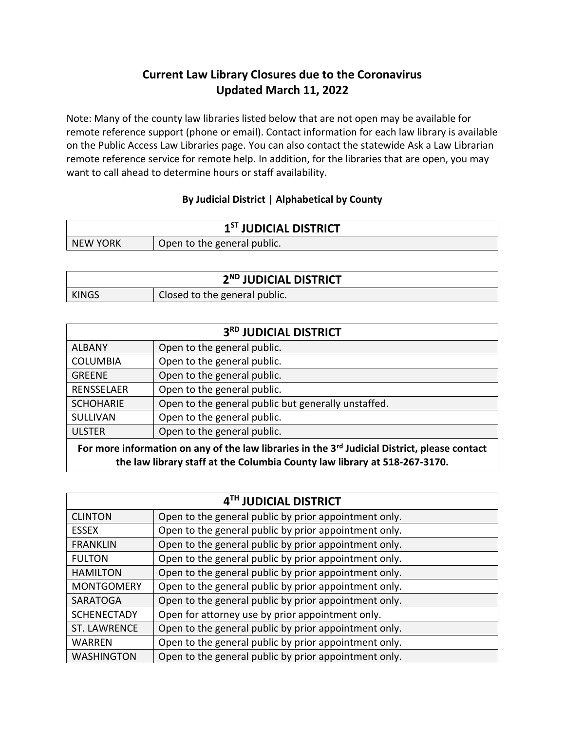# Current Law Library Closures due to the Coronavirus
# Updated March 11, 2022

Note: Many of the county law libraries listed below that are not open may be available for remote reference support (phone or email). Contact information for each law library is available on the Public Access Law Libraries page. You can also contact the statewide Ask a Law Librarian remote reference service for remote help. In addition, for the libraries that are open, you may want to call ahead to determine hours or staff availability.

**By Judicial District | Alphabetical by County**

| 1ST JUDICIAL DISTRICT | |
|---|---|
| NEW YORK | Open to the general public. |

| 2ND JUDICIAL DISTRICT | |
|---|---|
| KINGS | Closed to the general public. |

| 3RD JUDICIAL DISTRICT | |
|---|---|
| ALBANY | Open to the general public. |
| COLUMBIA | Open to the general public. |
| GREENE | Open to the general public. |
| RENSSELAER | Open to the general public. |
| SCHOHARIE | Open to the general public but generally unstaffed. |
| SULLIVAN | Open to the general public. |
| ULSTER | Open to the general public. |
| **For more information on any of the law libraries in the 3rd Judicial District, please contact the law library staff at the Columbia County law library at 518-267-3170.** | |

| 4TH JUDICIAL DISTRICT | |
|---|---|
| CLINTON | Open to the general public by prior appointment only. |
| ESSEX | Open to the general public by prior appointment only. |
| FRANKLIN | Open to the general public by prior appointment only. |
| FULTON | Open to the general public by prior appointment only. |
| HAMILTON | Open to the general public by prior appointment only. |
| MONTGOMERY | Open to the general public by prior appointment only. |
| SARATOGA | Open to the general public by prior appointment only. |
| SCHENECTADY | Open for attorney use by prior appointment only. |
| ST. LAWRENCE | Open to the general public by prior appointment only. |
| WARREN | Open to the general public by prior appointment only. |
| WASHINGTON | Open to the general public by prior appointment only. |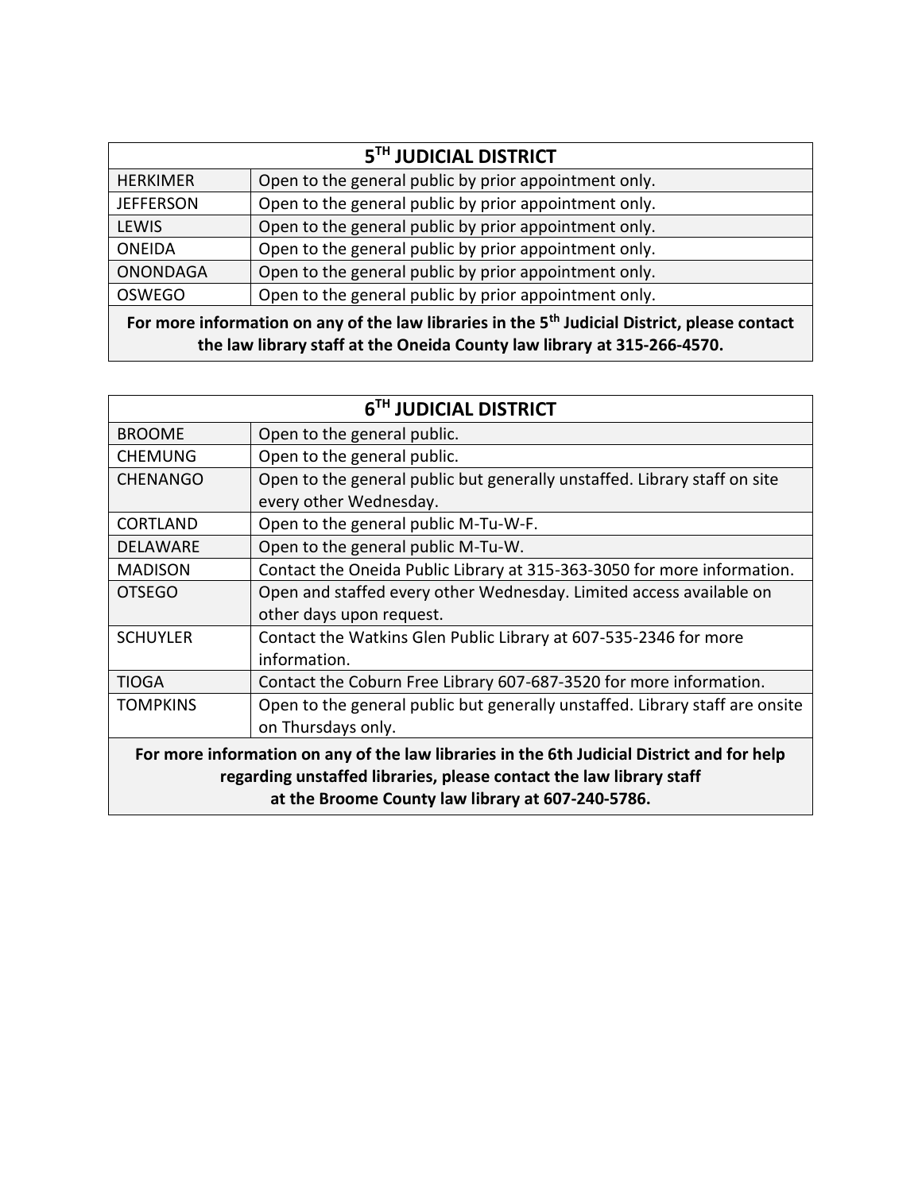| 5TH JUDICIAL DISTRICT | |
|---|---|
| HERKIMER | Open to the general public by prior appointment only. |
| JEFFERSON | Open to the general public by prior appointment only. |
| LEWIS | Open to the general public by prior appointment only. |
| ONEIDA | Open to the general public by prior appointment only. |
| ONONDAGA | Open to the general public by prior appointment only. |
| OSWEGO | Open to the general public by prior appointment only. |
| **For more information on any of the law libraries in the 5th Judicial District, please contact the law library staff at the Oneida County law library at 315-266-4570.** | |

| 6TH JUDICIAL DISTRICT | |
|---|---|
| BROOME | Open to the general public. |
| CHEMUNG | Open to the general public. |
| CHENANGO | Open to the general public but generally unstaffed. Library staff on site every other Wednesday. |
| CORTLAND | Open to the general public M-Tu-W-F. |
| DELAWARE | Open to the general public M-Tu-W. |
| MADISON | Contact the Oneida Public Library at 315-363-3050 for more information. |
| OTSEGO | Open and staffed every other Wednesday. Limited access available on other days upon request. |
| SCHUYLER | Contact the Watkins Glen Public Library at 607-535-2346 for more information. |
| TIOGA | Contact the Coburn Free Library 607-687-3520 for more information. |
| TOMPKINS | Open to the general public but generally unstaffed. Library staff are onsite on Thursdays only. |
| **For more information on any of the law libraries in the 6th Judicial District and for help regarding unstaffed libraries, please contact the law library staff at the Broome County law library at 607-240-5786.** | |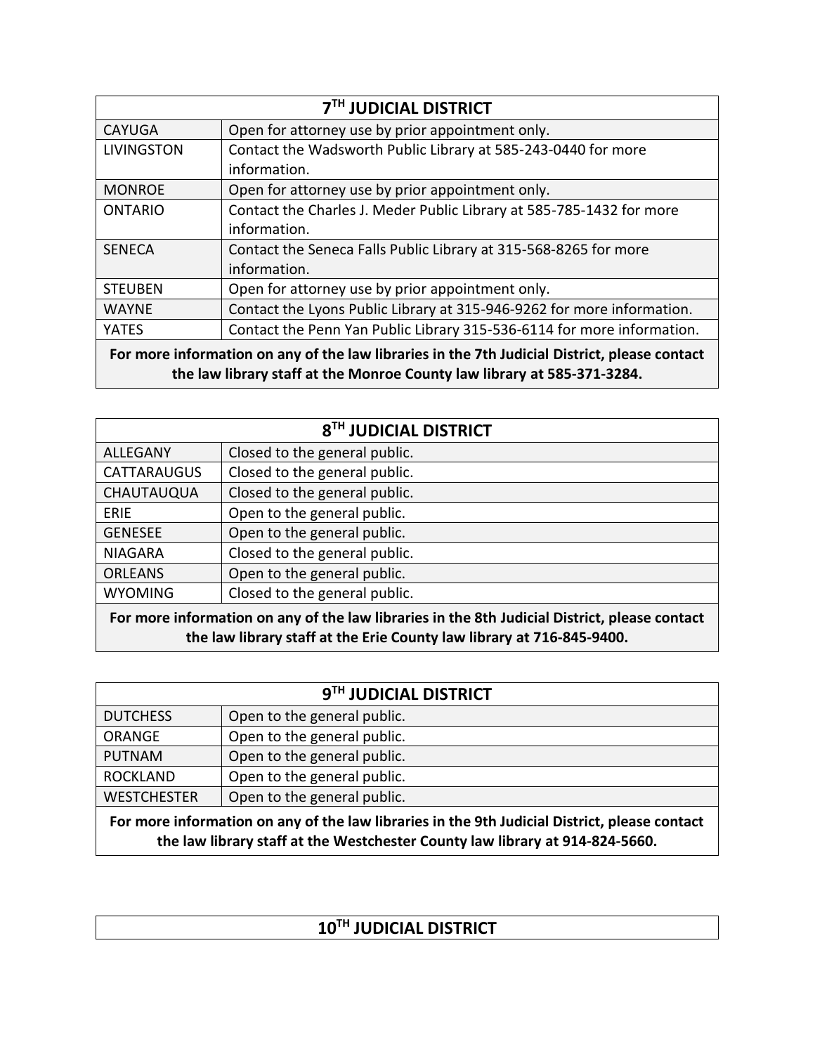| 7TH JUDICIAL DISTRICT | |
|---|---|
| CAYUGA | Open for attorney use by prior appointment only. |
| LIVINGSTON | Contact the Wadsworth Public Library at 585-243-0440 for more information. |
| MONROE | Open for attorney use by prior appointment only. |
| ONTARIO | Contact the Charles J. Meder Public Library at 585-785-1432 for more information. |
| SENECA | Contact the Seneca Falls Public Library at 315-568-8265 for more information. |
| STEUBEN | Open for attorney use by prior appointment only. |
| WAYNE | Contact the Lyons Public Library at 315-946-9262 for more information. |
| YATES | Contact the Penn Yan Public Library 315-536-6114 for more information. |
| **For more information on any of the law libraries in the 7th Judicial District, please contact the law library staff at the Monroe County law library at 585-371-3284.** | |

| 8TH JUDICIAL DISTRICT | |
|---|---|
| ALLEGANY | Closed to the general public. |
| CATTARAUGUS | Closed to the general public. |
| CHAUTAUQUA | Closed to the general public. |
| ERIE | Open to the general public. |
| GENESEE | Open to the general public. |
| NIAGARA | Closed to the general public. |
| ORLEANS | Open to the general public. |
| WYOMING | Closed to the general public. |
| **For more information on any of the law libraries in the 8th Judicial District, please contact the law library staff at the Erie County law library at 716-845-9400.** | |

| 9TH JUDICIAL DISTRICT | |
|---|---|
| DUTCHESS | Open to the general public. |
| ORANGE | Open to the general public. |
| PUTNAM | Open to the general public. |
| ROCKLAND | Open to the general public. |
| WESTCHESTER | Open to the general public. |
| **For more information on any of the law libraries in the 9th Judicial District, please contact the law library staff at the Westchester County law library at 914-824-5660.** | |

| 10TH JUDICIAL DISTRICT |
|---|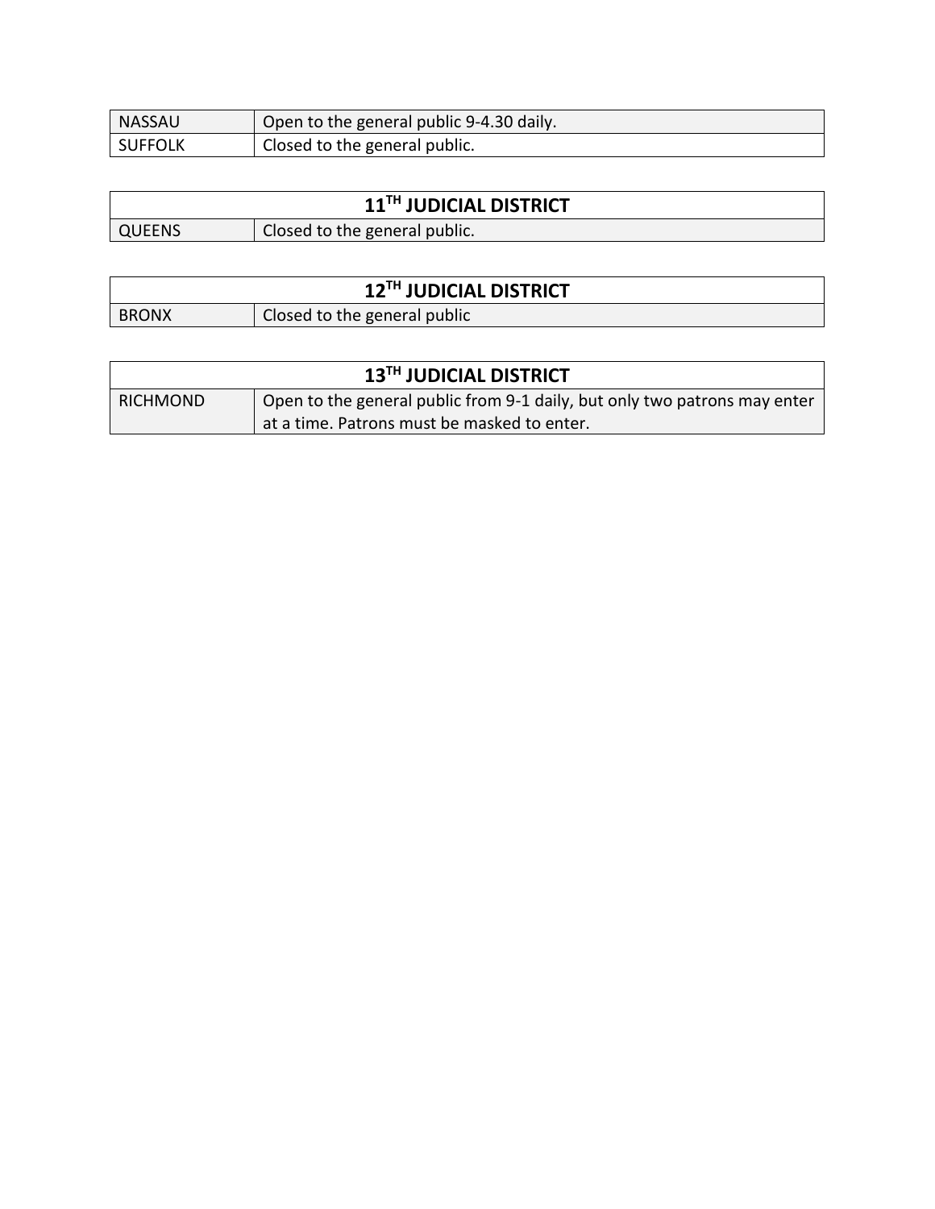| NASSAU | Open to the general public 9-4.30 daily. |
|---|---|
| SUFFOLK | Closed to the general public. |

| 11TH JUDICIAL DISTRICT | |
|---|---|
| QUEENS | Closed to the general public. |

| 12TH JUDICIAL DISTRICT | |
|---|---|
| BRONX | Closed to the general public |

| 13TH JUDICIAL DISTRICT | |
|---|---|
| RICHMOND | Open to the general public from 9-1 daily, but only two patrons may enter at a time. Patrons must be masked to enter. |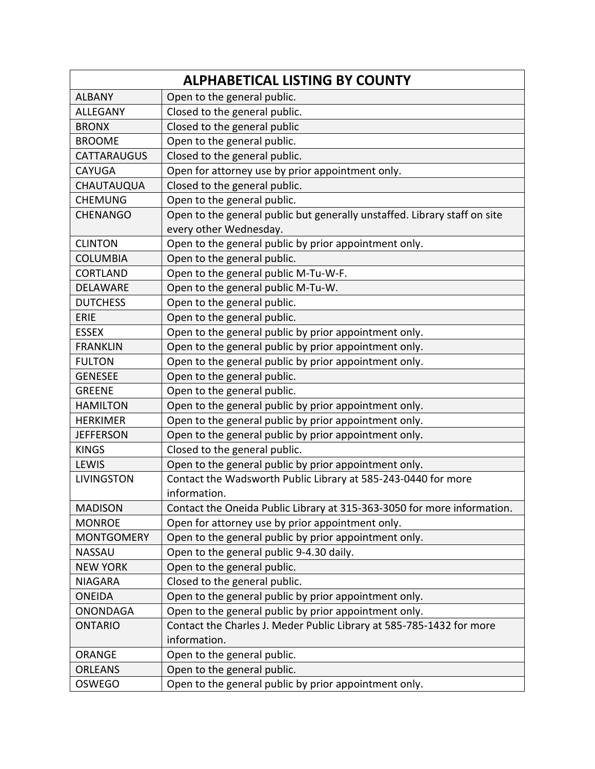| ALPHABETICAL LISTING BY COUNTY | |
|---|---|
| ALBANY | Open to the general public. |
| ALLEGANY | Closed to the general public. |
| BRONX | Closed to the general public |
| BROOME | Open to the general public. |
| CATTARAUGUS | Closed to the general public. |
| CAYUGA | Open for attorney use by prior appointment only. |
| CHAUTAUQUA | Closed to the general public. |
| CHEMUNG | Open to the general public. |
| CHENANGO | Open to the general public but generally unstaffed. Library staff on site every other Wednesday. |
| CLINTON | Open to the general public by prior appointment only. |
| COLUMBIA | Open to the general public. |
| CORTLAND | Open to the general public M-Tu-W-F. |
| DELAWARE | Open to the general public M-Tu-W. |
| DUTCHESS | Open to the general public. |
| ERIE | Open to the general public. |
| ESSEX | Open to the general public by prior appointment only. |
| FRANKLIN | Open to the general public by prior appointment only. |
| FULTON | Open to the general public by prior appointment only. |
| GENESEE | Open to the general public. |
| GREENE | Open to the general public. |
| HAMILTON | Open to the general public by prior appointment only. |
| HERKIMER | Open to the general public by prior appointment only. |
| JEFFERSON | Open to the general public by prior appointment only. |
| KINGS | Closed to the general public. |
| LEWIS | Open to the general public by prior appointment only. |
| LIVINGSTON | Contact the Wadsworth Public Library at 585-243-0440 for more information. |
| MADISON | Contact the Oneida Public Library at 315-363-3050 for more information. |
| MONROE | Open for attorney use by prior appointment only. |
| MONTGOMERY | Open to the general public by prior appointment only. |
| NASSAU | Open to the general public 9-4.30 daily. |
| NEW YORK | Open to the general public. |
| NIAGARA | Closed to the general public. |
| ONEIDA | Open to the general public by prior appointment only. |
| ONONDAGA | Open to the general public by prior appointment only. |
| ONTARIO | Contact the Charles J. Meder Public Library at 585-785-1432 for more information. |
| ORANGE | Open to the general public. |
| ORLEANS | Open to the general public. |
| OSWEGO | Open to the general public by prior appointment only. |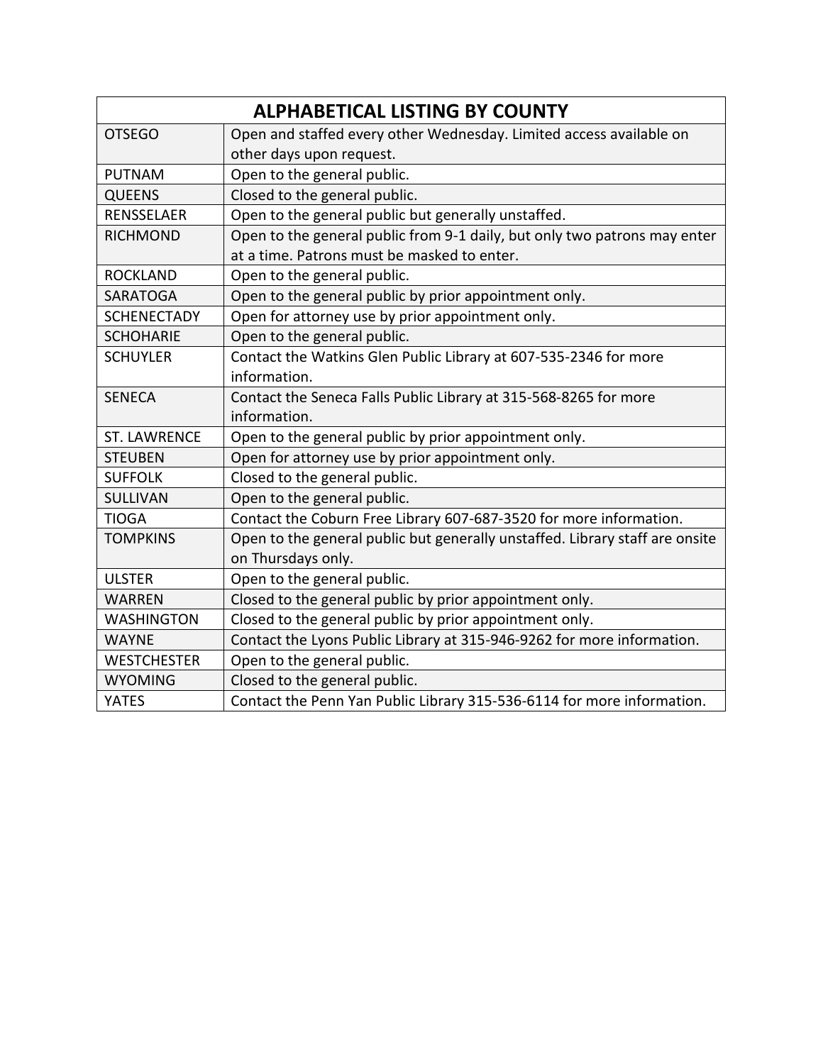| ALPHABETICAL LISTING BY COUNTY | |
|---|---|
| OTSEGO | Open and staffed every other Wednesday. Limited access available on other days upon request. |
| PUTNAM | Open to the general public. |
| QUEENS | Closed to the general public. |
| RENSSELAER | Open to the general public but generally unstaffed. |
| RICHMOND | Open to the general public from 9-1 daily, but only two patrons may enter at a time. Patrons must be masked to enter. |
| ROCKLAND | Open to the general public. |
| SARATOGA | Open to the general public by prior appointment only. |
| SCHENECTADY | Open for attorney use by prior appointment only. |
| SCHOHARIE | Open to the general public. |
| SCHUYLER | Contact the Watkins Glen Public Library at 607-535-2346 for more information. |
| SENECA | Contact the Seneca Falls Public Library at 315-568-8265 for more information. |
| ST. LAWRENCE | Open to the general public by prior appointment only. |
| STEUBEN | Open for attorney use by prior appointment only. |
| SUFFOLK | Closed to the general public. |
| SULLIVAN | Open to the general public. |
| TIOGA | Contact the Coburn Free Library 607-687-3520 for more information. |
| TOMPKINS | Open to the general public but generally unstaffed. Library staff are onsite on Thursdays only. |
| ULSTER | Open to the general public. |
| WARREN | Closed to the general public by prior appointment only. |
| WASHINGTON | Closed to the general public by prior appointment only. |
| WAYNE | Contact the Lyons Public Library at 315-946-9262 for more information. |
| WESTCHESTER | Open to the general public. |
| WYOMING | Closed to the general public. |
| YATES | Contact the Penn Yan Public Library 315-536-6114 for more information. |